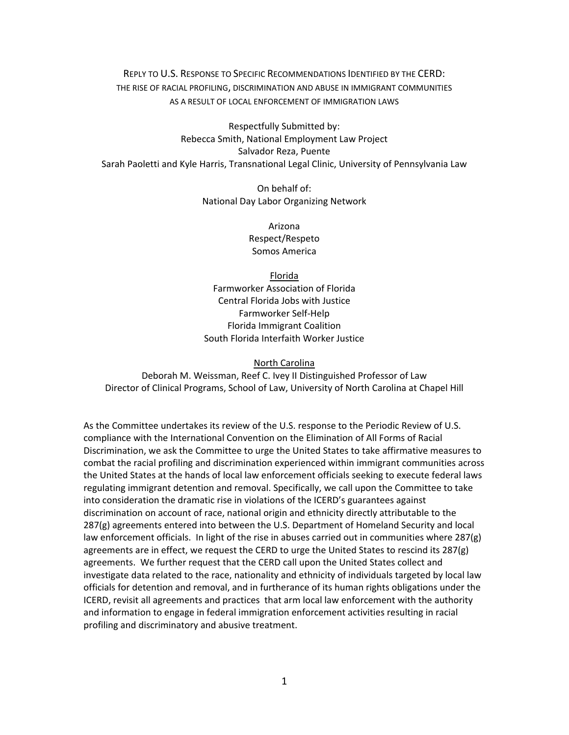# Reply to U.S. Response to Specific Recommendations Identified by the CERD: The Rise of Racial Profiling, Discrimination and Abuse in Immigrant Communities as a Result of Local Enforcement of Immigration Laws

Respectfully Submitted by:
Rebecca Smith, National Employment Law Project
Salvador Reza, Puente
Sarah Paoletti and Kyle Harris, Transnational Legal Clinic, University of Pennsylvania Law

On behalf of:
National Day Labor Organizing Network

Arizona
Respect/Respeto
Somos America

Florida
Farmworker Association of Florida
Central Florida Jobs with Justice
Farmworker Self-Help
Florida Immigrant Coalition
South Florida Interfaith Worker Justice

North Carolina
Deborah M. Weissman, Reef C. Ivey II Distinguished Professor of Law
Director of Clinical Programs, School of Law, University of North Carolina at Chapel Hill

As the Committee undertakes its review of the U.S. response to the Periodic Review of U.S. compliance with the International Convention on the Elimination of All Forms of Racial Discrimination, we ask the Committee to urge the United States to take affirmative measures to combat the racial profiling and discrimination experienced within immigrant communities across the United States at the hands of local law enforcement officials seeking to execute federal laws regulating immigrant detention and removal. Specifically, we call upon the Committee to take into consideration the dramatic rise in violations of the ICERD's guarantees against discrimination on account of race, national origin and ethnicity directly attributable to the 287(g) agreements entered into between the U.S. Department of Homeland Security and local law enforcement officials. In light of the rise in abuses carried out in communities where 287(g) agreements are in effect, we request the CERD to urge the United States to rescind its 287(g) agreements. We further request that the CERD call upon the United States collect and investigate data related to the race, nationality and ethnicity of individuals targeted by local law officials for detention and removal, and in furtherance of its human rights obligations under the ICERD, revisit all agreements and practices that arm local law enforcement with the authority and information to engage in federal immigration enforcement activities resulting in racial profiling and discriminatory and abusive treatment.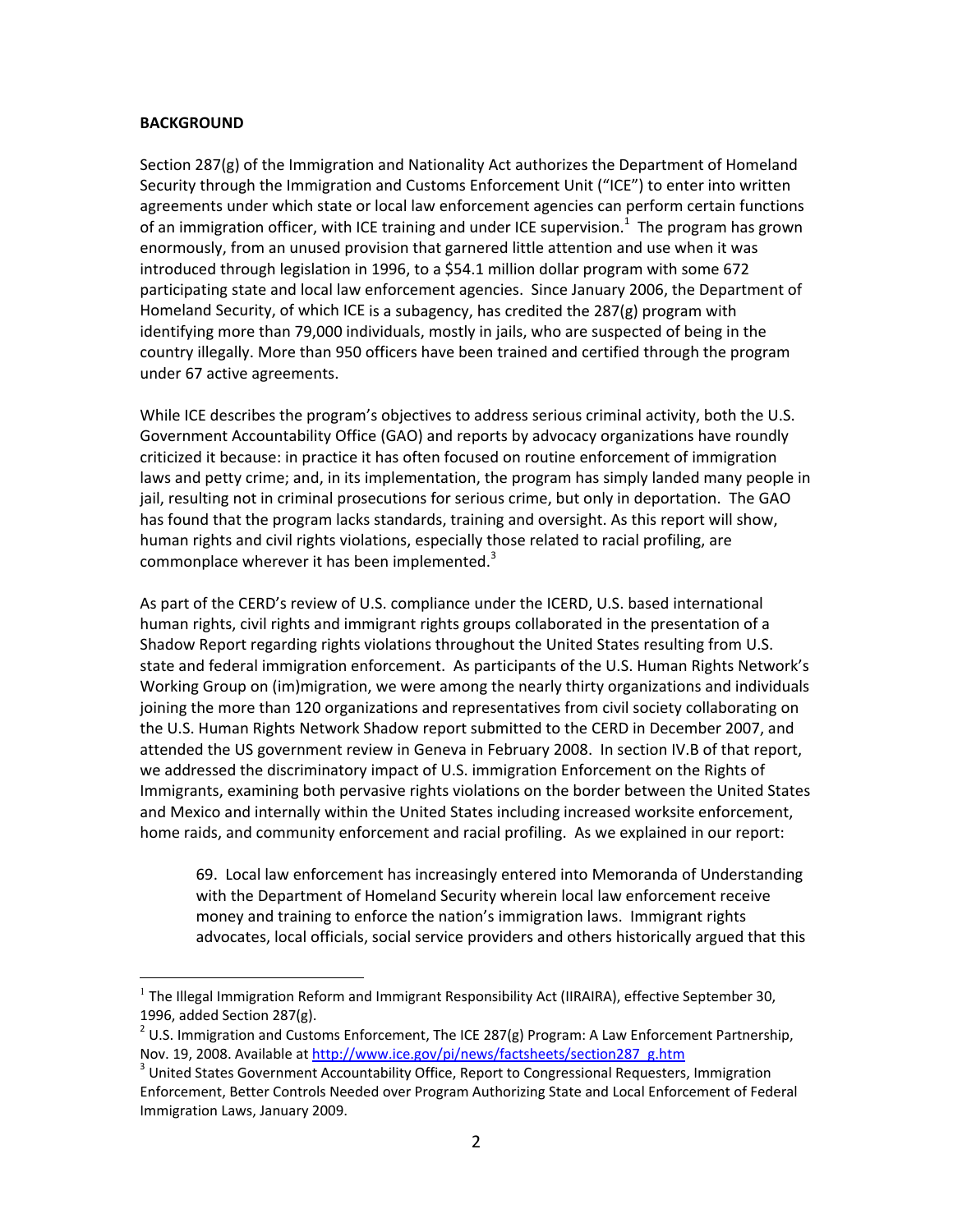**BACKGROUND**

Section 287(g) of the Immigration and Nationality Act authorizes the Department of Homeland Security through the Immigration and Customs Enforcement Unit ("ICE") to enter into written agreements under which state or local law enforcement agencies can perform certain functions of an immigration officer, with ICE training and under ICE supervision.[1] The program has grown enormously, from an unused provision that garnered little attention and use when it was introduced through legislation in 1996, to a $54.1 million dollar program with some 672 participating state and local law enforcement agencies. Since January 2006, the Department of Homeland Security, of which ICE is a subagency, has credited the 287(g) program with identifying more than 79,000 individuals, mostly in jails, who are suspected of being in the country illegally. More than 950 officers have been trained and certified through the program under 67 active agreements.

While ICE describes the program's objectives to address serious criminal activity, both the U.S. Government Accountability Office (GAO) and reports by advocacy organizations have roundly criticized it because: in practice it has often focused on routine enforcement of immigration laws and petty crime; and, in its implementation, the program has simply landed many people in jail, resulting not in criminal prosecutions for serious crime, but only in deportation. The GAO has found that the program lacks standards, training and oversight. As this report will show, human rights and civil rights violations, especially those related to racial profiling, are commonplace wherever it has been implemented.[3]

As part of the CERD's review of U.S. compliance under the ICERD, U.S. based international human rights, civil rights and immigrant rights groups collaborated in the presentation of a Shadow Report regarding rights violations throughout the United States resulting from U.S. state and federal immigration enforcement. As participants of the U.S. Human Rights Network's Working Group on (im)migration, we were among the nearly thirty organizations and individuals joining the more than 120 organizations and representatives from civil society collaborating on the U.S. Human Rights Network Shadow report submitted to the CERD in December 2007, and attended the US government review in Geneva in February 2008. In section IV.B of that report, we addressed the discriminatory impact of U.S. immigration Enforcement on the Rights of Immigrants, examining both pervasive rights violations on the border between the United States and Mexico and internally within the United States including increased worksite enforcement, home raids, and community enforcement and racial profiling. As we explained in our report:

> 69. Local law enforcement has increasingly entered into Memoranda of Understanding with the Department of Homeland Security wherein local law enforcement receive money and training to enforce the nation's immigration laws. Immigrant rights advocates, local officials, social service providers and others historically argued that this

---

[1] The Illegal Immigration Reform and Immigrant Responsibility Act (IIRAIRA), effective September 30, 1996, added Section 287(g).

[2] U.S. Immigration and Customs Enforcement, The ICE 287(g) Program: A Law Enforcement Partnership, Nov. 19, 2008. Available at http://www.ice.gov/pi/news/factsheets/section287_g.htm

[3] United States Government Accountability Office, Report to Congressional Requesters, Immigration Enforcement, Better Controls Needed over Program Authorizing State and Local Enforcement of Federal Immigration Laws, January 2009.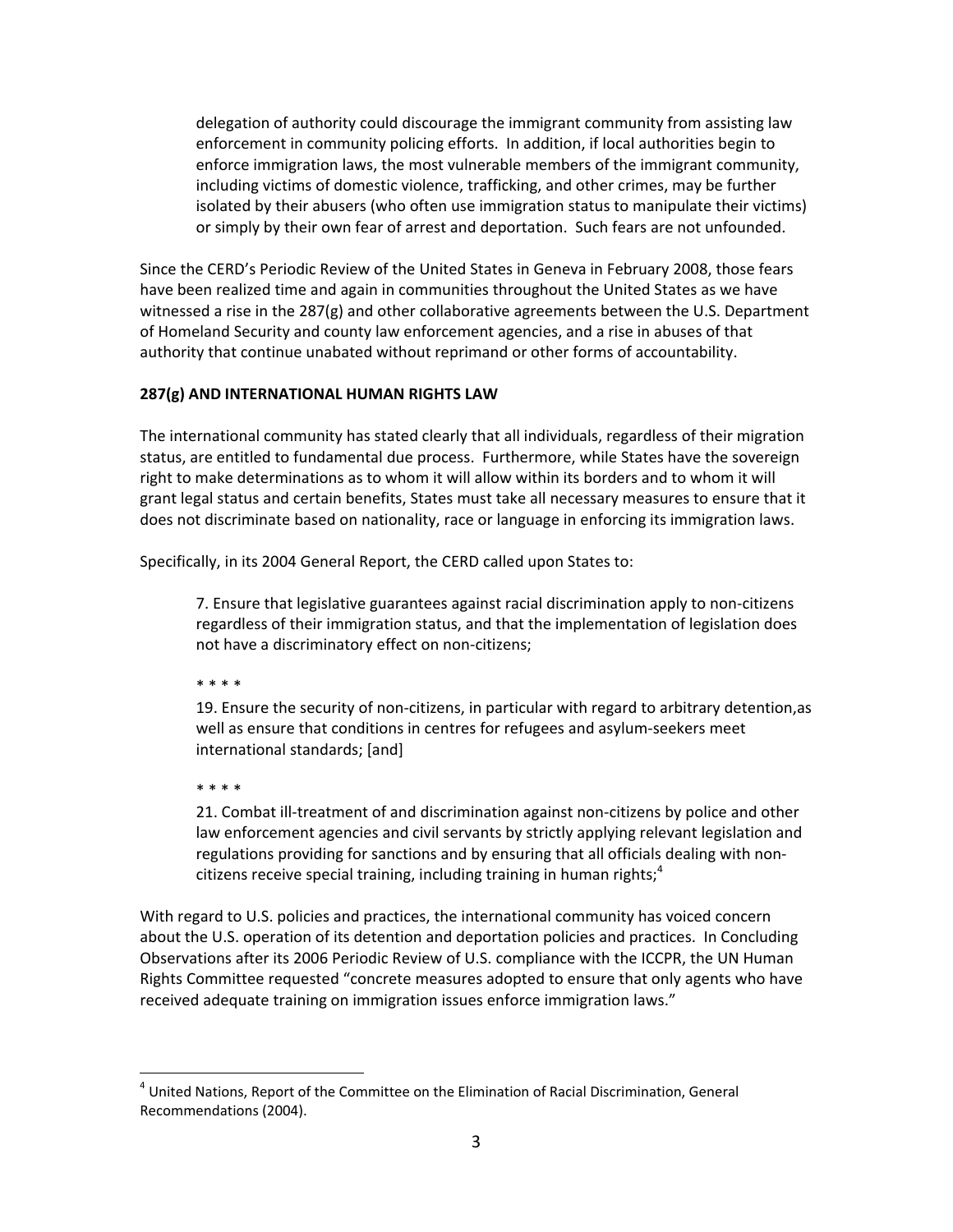> delegation of authority could discourage the immigrant community from assisting law enforcement in community policing efforts. In addition, if local authorities begin to enforce immigration laws, the most vulnerable members of the immigrant community, including victims of domestic violence, trafficking, and other crimes, may be further isolated by their abusers (who often use immigration status to manipulate their victims) or simply by their own fear of arrest and deportation. Such fears are not unfounded.

Since the CERD's Periodic Review of the United States in Geneva in February 2008, those fears have been realized time and again in communities throughout the United States as we have witnessed a rise in the 287(g) and other collaborative agreements between the U.S. Department of Homeland Security and county law enforcement agencies, and a rise in abuses of that authority that continue unabated without reprimand or other forms of accountability.

**287(g) AND INTERNATIONAL HUMAN RIGHTS LAW**

The international community has stated clearly that all individuals, regardless of their migration status, are entitled to fundamental due process. Furthermore, while States have the sovereign right to make determinations as to whom it will allow within its borders and to whom it will grant legal status and certain benefits, States must take all necessary measures to ensure that it does not discriminate based on nationality, race or language in enforcing its immigration laws.

Specifically, in its 2004 General Report, the CERD called upon States to:

> 7. Ensure that legislative guarantees against racial discrimination apply to non-citizens regardless of their immigration status, and that the implementation of legislation does not have a discriminatory effect on non-citizens;
>
> * * * *
>
> 19. Ensure the security of non-citizens, in particular with regard to arbitrary detention,as well as ensure that conditions in centres for refugees and asylum-seekers meet international standards; [and]
>
> * * * *
>
> 21. Combat ill-treatment of and discrimination against non-citizens by police and other law enforcement agencies and civil servants by strictly applying relevant legislation and regulations providing for sanctions and by ensuring that all officials dealing with non-citizens receive special training, including training in human rights;[4]

With regard to U.S. policies and practices, the international community has voiced concern about the U.S. operation of its detention and deportation policies and practices. In Concluding Observations after its 2006 Periodic Review of U.S. compliance with the ICCPR, the UN Human Rights Committee requested "concrete measures adopted to ensure that only agents who have received adequate training on immigration issues enforce immigration laws."

---

[4] United Nations, Report of the Committee on the Elimination of Racial Discrimination, General Recommendations (2004).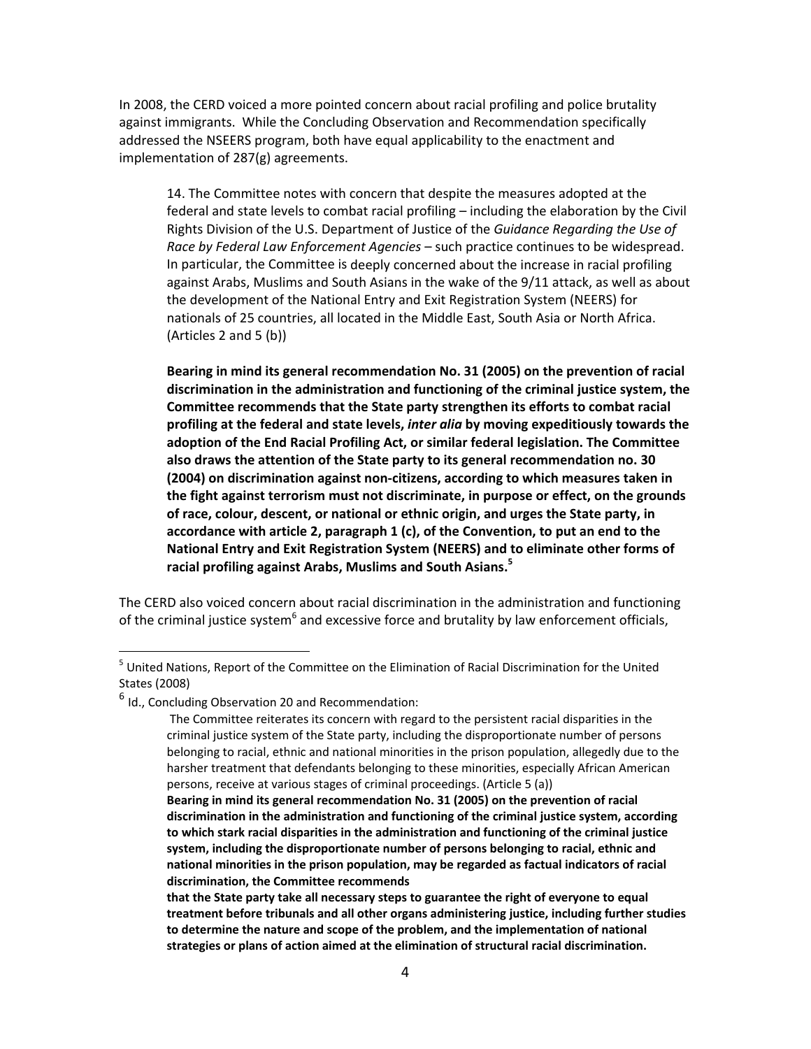In 2008, the CERD voiced a more pointed concern about racial profiling and police brutality against immigrants. While the Concluding Observation and Recommendation specifically addressed the NSEERS program, both have equal applicability to the enactment and implementation of 287(g) agreements.

> 14. The Committee notes with concern that despite the measures adopted at the federal and state levels to combat racial profiling – including the elaboration by the Civil Rights Division of the U.S. Department of Justice of the *Guidance Regarding the Use of Race by Federal Law Enforcement Agencies* – such practice continues to be widespread. In particular, the Committee is deeply concerned about the increase in racial profiling against Arabs, Muslims and South Asians in the wake of the 9/11 attack, as well as about the development of the National Entry and Exit Registration System (NEERS) for nationals of 25 countries, all located in the Middle East, South Asia or North Africa. (Articles 2 and 5 (b))
>
> **Bearing in mind its general recommendation No. 31 (2005) on the prevention of racial discrimination in the administration and functioning of the criminal justice system, the Committee recommends that the State party strengthen its efforts to combat racial profiling at the federal and state levels, *inter alia* by moving expeditiously towards the adoption of the End Racial Profiling Act, or similar federal legislation. The Committee also draws the attention of the State party to its general recommendation no. 30 (2004) on discrimination against non-citizens, according to which measures taken in the fight against terrorism must not discriminate, in purpose or effect, on the grounds of race, colour, descent, or national or ethnic origin, and urges the State party, in accordance with article 2, paragraph 1 (c), of the Convention, to put an end to the National Entry and Exit Registration System (NEERS) and to eliminate other forms of racial profiling against Arabs, Muslims and South Asians.[5]**

The CERD also voiced concern about racial discrimination in the administration and functioning of the criminal justice system[6] and excessive force and brutality by law enforcement officials,

---

[5] United Nations, Report of the Committee on the Elimination of Racial Discrimination for the United States (2008)

[6] Id., Concluding Observation 20 and Recommendation:

> The Committee reiterates its concern with regard to the persistent racial disparities in the criminal justice system of the State party, including the disproportionate number of persons belonging to racial, ethnic and national minorities in the prison population, allegedly due to the harsher treatment that defendants belonging to these minorities, especially African American persons, receive at various stages of criminal proceedings. (Article 5 (a))
>
> **Bearing in mind its general recommendation No. 31 (2005) on the prevention of racial discrimination in the administration and functioning of the criminal justice system, according to which stark racial disparities in the administration and functioning of the criminal justice system, including the disproportionate number of persons belonging to racial, ethnic and national minorities in the prison population, may be regarded as factual indicators of racial discrimination, the Committee recommends**
>
> **that the State party take all necessary steps to guarantee the right of everyone to equal treatment before tribunals and all other organs administering justice, including further studies to determine the nature and scope of the problem, and the implementation of national strategies or plans of action aimed at the elimination of structural racial discrimination.**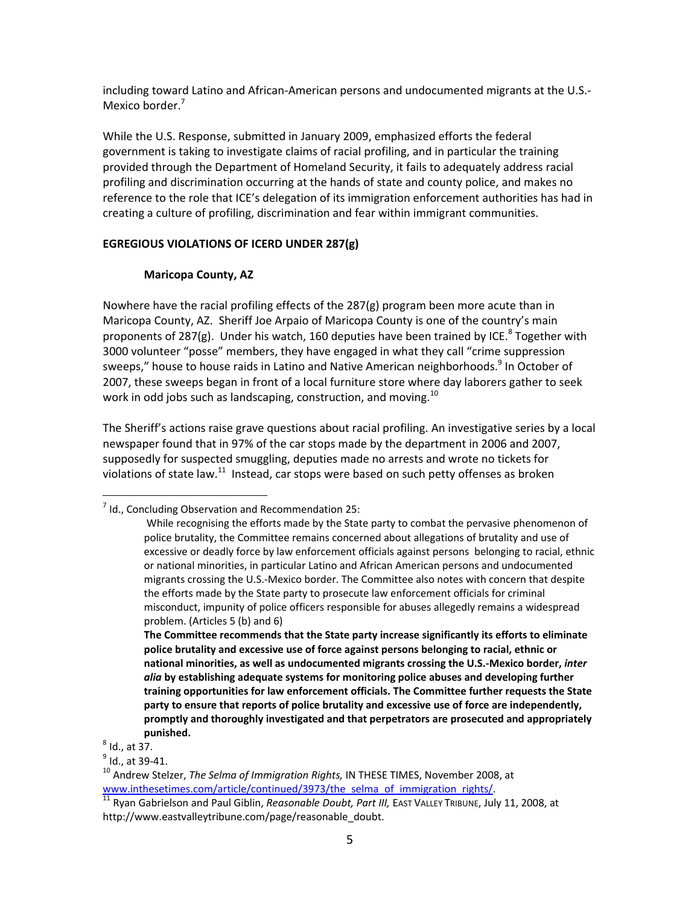including toward Latino and African-American persons and undocumented migrants at the U.S.-Mexico border.[7]

While the U.S. Response, submitted in January 2009, emphasized efforts the federal government is taking to investigate claims of racial profiling, and in particular the training provided through the Department of Homeland Security, it fails to adequately address racial profiling and discrimination occurring at the hands of state and county police, and makes no reference to the role that ICE's delegation of its immigration enforcement authorities has had in creating a culture of profiling, discrimination and fear within immigrant communities.

## EGREGIOUS VIOLATIONS OF ICERD UNDER 287(g)

### Maricopa County, AZ

Nowhere have the racial profiling effects of the 287(g) program been more acute than in Maricopa County, AZ. Sheriff Joe Arpaio of Maricopa County is one of the country's main proponents of 287(g). Under his watch, 160 deputies have been trained by ICE.[8] Together with 3000 volunteer "posse" members, they have engaged in what they call "crime suppression sweeps," house to house raids in Latino and Native American neighborhoods.[9] In October of 2007, these sweeps began in front of a local furniture store where day laborers gather to seek work in odd jobs such as landscaping, construction, and moving.[10]

The Sheriff's actions raise grave questions about racial profiling. An investigative series by a local newspaper found that in 97% of the car stops made by the department in 2006 and 2007, supposedly for suspected smuggling, deputies made no arrests and wrote no tickets for violations of state law.[11] Instead, car stops were based on such petty offenses as broken

---

[7] Id., Concluding Observation and Recommendation 25:

> While recognising the efforts made by the State party to combat the pervasive phenomenon of police brutality, the Committee remains concerned about allegations of brutality and use of excessive or deadly force by law enforcement officials against persons belonging to racial, ethnic or national minorities, in particular Latino and African American persons and undocumented migrants crossing the U.S.-Mexico border. The Committee also notes with concern that despite the efforts made by the State party to prosecute law enforcement officials for criminal misconduct, impunity of police officers responsible for abuses allegedly remains a widespread problem. (Articles 5 (b) and 6)
>
> **The Committee recommends that the State party increase significantly its efforts to eliminate police brutality and excessive use of force against persons belonging to racial, ethnic or national minorities, as well as undocumented migrants crossing the U.S.-Mexico border, *inter alia* by establishing adequate systems for monitoring police abuses and developing further training opportunities for law enforcement officials. The Committee further requests the State party to ensure that reports of police brutality and excessive use of force are independently, promptly and thoroughly investigated and that perpetrators are prosecuted and appropriately punished.**

[8] Id., at 37.

[9] Id., at 39-41.

[10] Andrew Stelzer, *The Selma of Immigration Rights,* IN THESE TIMES, November 2008, at www.inthesetimes.com/article/continued/3973/the_selma_of_immigration_rights/.

[11] Ryan Gabrielson and Paul Giblin, *Reasonable Doubt, Part III,* EAST VALLEY TRIBUNE, July 11, 2008, at http://www.eastvalleytribune.com/page/reasonable_doubt.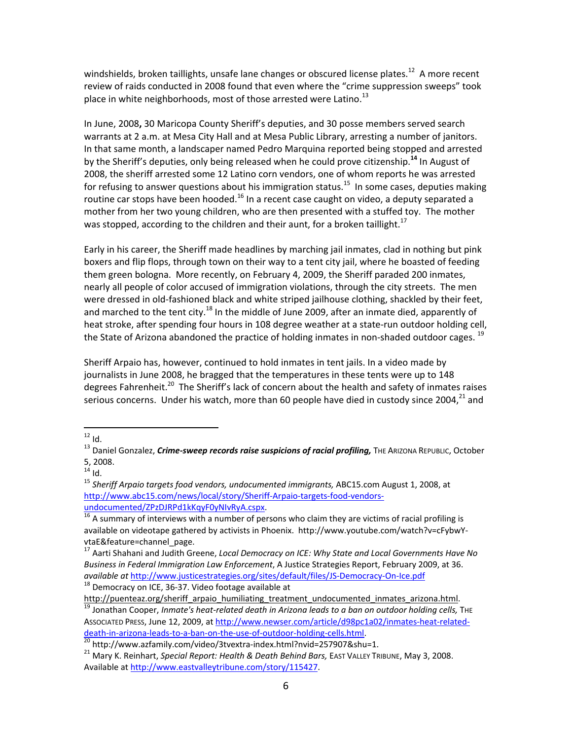windshields, broken taillights, unsafe lane changes or obscured license plates.[12] A more recent review of raids conducted in 2008 found that even where the "crime suppression sweeps" took place in white neighborhoods, most of those arrested were Latino.[13]

In June, 2008**,** 30 Maricopa County Sheriff's deputies, and 30 posse members served search warrants at 2 a.m. at Mesa City Hall and at Mesa Public Library, arresting a number of janitors. In that same month, a landscaper named Pedro Marquina reported being stopped and arrested by the Sheriff's deputies, only being released when he could prove citizenship.[14] In August of 2008, the sheriff arrested some 12 Latino corn vendors, one of whom reports he was arrested for refusing to answer questions about his immigration status.[15] In some cases, deputies making routine car stops have been hooded.[16] In a recent case caught on video, a deputy separated a mother from her two young children, who are then presented with a stuffed toy. The mother was stopped, according to the children and their aunt, for a broken taillight.[17]

Early in his career, the Sheriff made headlines by marching jail inmates, clad in nothing but pink boxers and flip flops, through town on their way to a tent city jail, where he boasted of feeding them green bologna. More recently, on February 4, 2009, the Sheriff paraded 200 inmates, nearly all people of color accused of immigration violations, through the city streets. The men were dressed in old-fashioned black and white striped jailhouse clothing, shackled by their feet, and marched to the tent city.[18] In the middle of June 2009, after an inmate died, apparently of heat stroke, after spending four hours in 108 degree weather at a state-run outdoor holding cell, the State of Arizona abandoned the practice of holding inmates in non-shaded outdoor cages.[19]

Sheriff Arpaio has, however, continued to hold inmates in tent jails. In a video made by journalists in June 2008, he bragged that the temperatures in these tents were up to 148 degrees Fahrenheit.[20] The Sheriff's lack of concern about the health and safety of inmates raises serious concerns. Under his watch, more than 60 people have died in custody since 2004,[21] and

---

[12] Id.

[13] Daniel Gonzalez, ***Crime-sweep records raise suspicions of racial profiling,*** THE ARIZONA REPUBLIC, October 5, 2008.

[14] Id.

[15] *Sheriff Arpaio targets food vendors, undocumented immigrants,* ABC15.com August 1, 2008, at http://www.abc15.com/news/local/story/Sheriff-Arpaio-targets-food-vendors-undocumented/ZPzDJRPd1kKqyF0yNIvRyA.cspx.

[16] A summary of interviews with a number of persons who claim they are victims of racial profiling is available on videotape gathered by activists in Phoenix. http://www.youtube.com/watch?v=cFybwY-vtaE&feature=channel_page.

[17] Aarti Shahani and Judith Greene, *Local Democracy on ICE: Why State and Local Governments Have No Business in Federal Immigration Law Enforcement*, A Justice Strategies Report, February 2009, at 36. *available at* http://www.justicestrategies.org/sites/default/files/JS-Democracy-On-Ice.pdf

[18] Democracy on ICE, 36-37. Video footage available at http://puenteaz.org/sheriff_arpaio_humiliating_treatment_undocumented_inmates_arizona.html.

[19] Jonathan Cooper, *Inmate's heat-related death in Arizona leads to a ban on outdoor holding cells,* THE ASSOCIATED PRESS, June 12, 2009, at http://www.newser.com/article/d98pc1a02/inmates-heat-related-death-in-arizona-leads-to-a-ban-on-the-use-of-outdoor-holding-cells.html.

[20] http://www.azfamily.com/video/3tvextra-index.html?nvid=257907&shu=1.

[21] Mary K. Reinhart, *Special Report: Health & Death Behind Bars,* EAST VALLEY TRIBUNE, May 3, 2008. Available at http://www.eastvalleytribune.com/story/115427.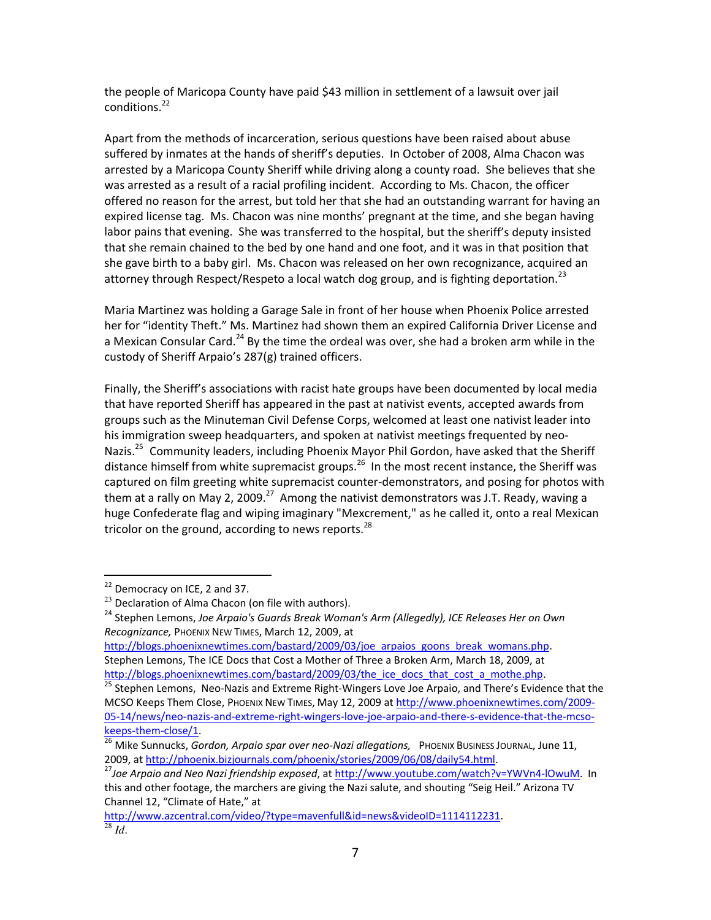the people of Maricopa County have paid $43 million in settlement of a lawsuit over jail conditions.[22]

Apart from the methods of incarceration, serious questions have been raised about abuse suffered by inmates at the hands of sheriff's deputies. In October of 2008, Alma Chacon was arrested by a Maricopa County Sheriff while driving along a county road. She believes that she was arrested as a result of a racial profiling incident. According to Ms. Chacon, the officer offered no reason for the arrest, but told her that she had an outstanding warrant for having an expired license tag. Ms. Chacon was nine months' pregnant at the time, and she began having labor pains that evening. She was transferred to the hospital, but the sheriff's deputy insisted that she remain chained to the bed by one hand and one foot, and it was in that position that she gave birth to a baby girl. Ms. Chacon was released on her own recognizance, acquired an attorney through Respect/Respeto a local watch dog group, and is fighting deportation.[23]

Maria Martinez was holding a Garage Sale in front of her house when Phoenix Police arrested her for "identity Theft." Ms. Martinez had shown them an expired California Driver License and a Mexican Consular Card.[24] By the time the ordeal was over, she had a broken arm while in the custody of Sheriff Arpaio's 287(g) trained officers.

Finally, the Sheriff's associations with racist hate groups have been documented by local media that have reported Sheriff has appeared in the past at nativist events, accepted awards from groups such as the Minuteman Civil Defense Corps, welcomed at least one nativist leader into his immigration sweep headquarters, and spoken at nativist meetings frequented by neo-Nazis.[25] Community leaders, including Phoenix Mayor Phil Gordon, have asked that the Sheriff distance himself from white supremacist groups.[26] In the most recent instance, the Sheriff was captured on film greeting white supremacist counter-demonstrators, and posing for photos with them at a rally on May 2, 2009.[27] Among the nativist demonstrators was J.T. Ready, waving a huge Confederate flag and wiping imaginary "Mexcrement," as he called it, onto a real Mexican tricolor on the ground, according to news reports.[28]

---

[22] Democracy on ICE, 2 and 37.

[23] Declaration of Alma Chacon (on file with authors).

[24] Stephen Lemons, *Joe Arpaio's Guards Break Woman's Arm (Allegedly), ICE Releases Her on Own Recognizance,* PHOENIX NEW TIMES, March 12, 2009, at http://blogs.phoenixnewtimes.com/bastard/2009/03/joe_arpaios_goons_break_womans.php. Stephen Lemons, The ICE Docs that Cost a Mother of Three a Broken Arm, March 18, 2009, at http://blogs.phoenixnewtimes.com/bastard/2009/03/the_ice_docs_that_cost_a_mothe.php.

[25] Stephen Lemons, Neo-Nazis and Extreme Right-Wingers Love Joe Arpaio, and There's Evidence that the MCSO Keeps Them Close, PHOENIX NEW TIMES, May 12, 2009 at http://www.phoenixnewtimes.com/2009-05-14/news/neo-nazis-and-extreme-right-wingers-love-joe-arpaio-and-there-s-evidence-that-the-mcso-keeps-them-close/1.

[26] Mike Sunnucks, *Gordon, Arpaio spar over neo-Nazi allegations,* PHOENIX BUSINESS JOURNAL, June 11, 2009, at http://phoenix.bizjournals.com/phoenix/stories/2009/06/08/daily54.html.

[27] *Joe Arpaio and Neo Nazi friendship exposed*, at http://www.youtube.com/watch?v=YWVn4-lOwuM. In this and other footage, the marchers are giving the Nazi salute, and shouting "Seig Heil." Arizona TV Channel 12, "Climate of Hate," at http://www.azcentral.com/video/?type=mavenfull&id=news&videoID=1114112231.

[28] *Id.*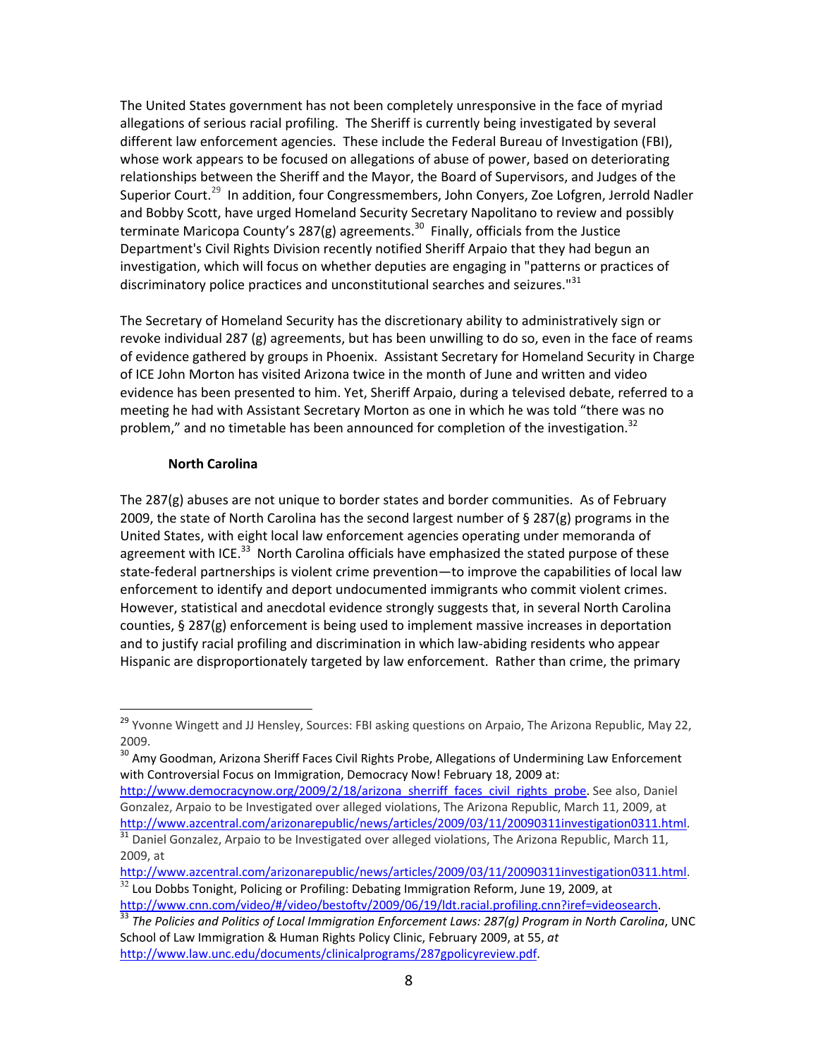The United States government has not been completely unresponsive in the face of myriad allegations of serious racial profiling. The Sheriff is currently being investigated by several different law enforcement agencies. These include the Federal Bureau of Investigation (FBI), whose work appears to be focused on allegations of abuse of power, based on deteriorating relationships between the Sheriff and the Mayor, the Board of Supervisors, and Judges of the Superior Court.[29] In addition, four Congressmembers, John Conyers, Zoe Lofgren, Jerrold Nadler and Bobby Scott, have urged Homeland Security Secretary Napolitano to review and possibly terminate Maricopa County's 287(g) agreements.[30] Finally, officials from the Justice Department's Civil Rights Division recently notified Sheriff Arpaio that they had begun an investigation, which will focus on whether deputies are engaging in "patterns or practices of discriminatory police practices and unconstitutional searches and seizures."[31]

The Secretary of Homeland Security has the discretionary ability to administratively sign or revoke individual 287 (g) agreements, but has been unwilling to do so, even in the face of reams of evidence gathered by groups in Phoenix. Assistant Secretary for Homeland Security in Charge of ICE John Morton has visited Arizona twice in the month of June and written and video evidence has been presented to him. Yet, Sheriff Arpaio, during a televised debate, referred to a meeting he had with Assistant Secretary Morton as one in which he was told "there was no problem," and no timetable has been announced for completion of the investigation.[32]

**North Carolina**

The 287(g) abuses are not unique to border states and border communities. As of February 2009, the state of North Carolina has the second largest number of § 287(g) programs in the United States, with eight local law enforcement agencies operating under memoranda of agreement with ICE.[33] North Carolina officials have emphasized the stated purpose of these state-federal partnerships is violent crime prevention—to improve the capabilities of local law enforcement to identify and deport undocumented immigrants who commit violent crimes. However, statistical and anecdotal evidence strongly suggests that, in several North Carolina counties, § 287(g) enforcement is being used to implement massive increases in deportation and to justify racial profiling and discrimination in which law-abiding residents who appear Hispanic are disproportionately targeted by law enforcement. Rather than crime, the primary

---

[29] Yvonne Wingett and JJ Hensley, Sources: FBI asking questions on Arpaio, The Arizona Republic, May 22, 2009.

[30] Amy Goodman, Arizona Sheriff Faces Civil Rights Probe, Allegations of Undermining Law Enforcement with Controversial Focus on Immigration, Democracy Now! February 18, 2009 at: http://www.democracynow.org/2009/2/18/arizona_sherriff_faces_civil_rights_probe. See also, Daniel Gonzalez, Arpaio to be Investigated over alleged violations, The Arizona Republic, March 11, 2009, at http://www.azcentral.com/arizonarepublic/news/articles/2009/03/11/20090311investigation0311.html.

[31] Daniel Gonzalez, Arpaio to be Investigated over alleged violations, The Arizona Republic, March 11, 2009, at http://www.azcentral.com/arizonarepublic/news/articles/2009/03/11/20090311investigation0311.html.

[32] Lou Dobbs Tonight, Policing or Profiling: Debating Immigration Reform, June 19, 2009, at http://www.cnn.com/video/#/video/bestoftv/2009/06/19/ldt.racial.profiling.cnn?iref=videosearch.

[33] *The Policies and Politics of Local Immigration Enforcement Laws: 287(g) Program in North Carolina*, UNC School of Law Immigration & Human Rights Policy Clinic, February 2009, at 55, *at* http://www.law.unc.edu/documents/clinicalprograms/287gpolicyreview.pdf.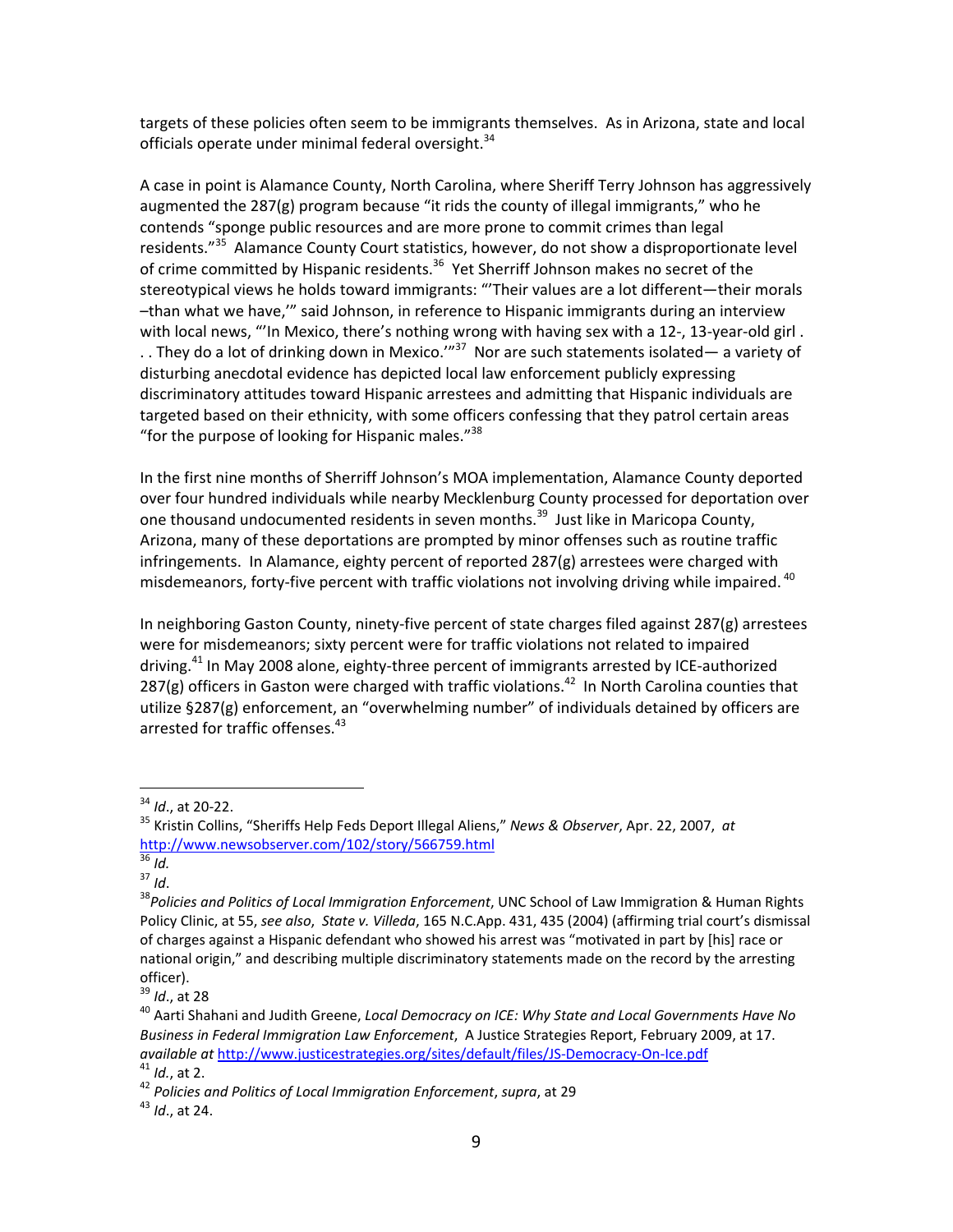targets of these policies often seem to be immigrants themselves. As in Arizona, state and local officials operate under minimal federal oversight.[34]

A case in point is Alamance County, North Carolina, where Sheriff Terry Johnson has aggressively augmented the 287(g) program because "it rids the county of illegal immigrants," who he contends "sponge public resources and are more prone to commit crimes than legal residents."[35] Alamance County Court statistics, however, do not show a disproportionate level of crime committed by Hispanic residents.[36] Yet Sherriff Johnson makes no secret of the stereotypical views he holds toward immigrants: "'Their values are a lot different—their morals –than what we have,'" said Johnson, in reference to Hispanic immigrants during an interview with local news, "'In Mexico, there's nothing wrong with having sex with a 12-, 13-year-old girl . . . They do a lot of drinking down in Mexico.'"[37] Nor are such statements isolated— a variety of disturbing anecdotal evidence has depicted local law enforcement publicly expressing discriminatory attitudes toward Hispanic arrestees and admitting that Hispanic individuals are targeted based on their ethnicity, with some officers confessing that they patrol certain areas "for the purpose of looking for Hispanic males."[38]

In the first nine months of Sherriff Johnson's MOA implementation, Alamance County deported over four hundred individuals while nearby Mecklenburg County processed for deportation over one thousand undocumented residents in seven months.[39] Just like in Maricopa County, Arizona, many of these deportations are prompted by minor offenses such as routine traffic infringements. In Alamance, eighty percent of reported 287(g) arrestees were charged with misdemeanors, forty-five percent with traffic violations not involving driving while impaired.[40]

In neighboring Gaston County, ninety-five percent of state charges filed against 287(g) arrestees were for misdemeanors; sixty percent were for traffic violations not related to impaired driving.[41] In May 2008 alone, eighty-three percent of immigrants arrested by ICE-authorized 287(g) officers in Gaston were charged with traffic violations.[42] In North Carolina counties that utilize §287(g) enforcement, an "overwhelming number" of individuals detained by officers are arrested for traffic offenses.[43]

---

[34] *Id*., at 20-22.

[35] Kristin Collins, "Sheriffs Help Feds Deport Illegal Aliens," *News & Observer*, Apr. 22, 2007, *at* http://www.newsobserver.com/102/story/566759.html

[36] *Id.*

[37] *Id*.

[38] *Policies and Politics of Local Immigration Enforcement*, UNC School of Law Immigration & Human Rights Policy Clinic, at 55, *see also*, *State v. Villeda*, 165 N.C.App. 431, 435 (2004) (affirming trial court's dismissal of charges against a Hispanic defendant who showed his arrest was "motivated in part by [his] race or national origin," and describing multiple discriminatory statements made on the record by the arresting officer).

[39] *Id*., at 28

[40] Aarti Shahani and Judith Greene, *Local Democracy on ICE: Why State and Local Governments Have No Business in Federal Immigration Law Enforcement*, A Justice Strategies Report, February 2009, at 17. *available at* http://www.justicestrategies.org/sites/default/files/JS-Democracy-On-Ice.pdf

[41] *Id.*, at 2.

[42] *Policies and Politics of Local Immigration Enforcement*, *supra*, at 29

[43] *Id*., at 24.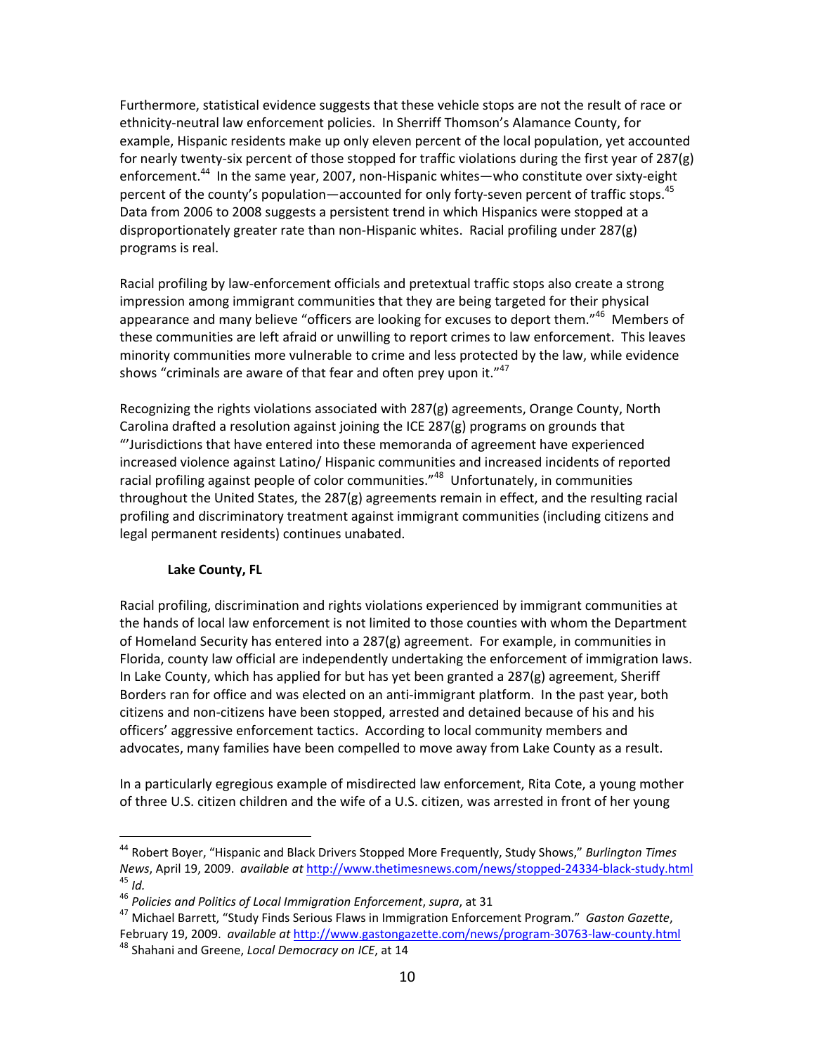Furthermore, statistical evidence suggests that these vehicle stops are not the result of race or ethnicity-neutral law enforcement policies. In Sherriff Thomson's Alamance County, for example, Hispanic residents make up only eleven percent of the local population, yet accounted for nearly twenty-six percent of those stopped for traffic violations during the first year of 287(g) enforcement.[44] In the same year, 2007, non-Hispanic whites—who constitute over sixty-eight percent of the county's population—accounted for only forty-seven percent of traffic stops.[45] Data from 2006 to 2008 suggests a persistent trend in which Hispanics were stopped at a disproportionately greater rate than non-Hispanic whites. Racial profiling under 287(g) programs is real.

Racial profiling by law-enforcement officials and pretextual traffic stops also create a strong impression among immigrant communities that they are being targeted for their physical appearance and many believe "officers are looking for excuses to deport them."[46] Members of these communities are left afraid or unwilling to report crimes to law enforcement. This leaves minority communities more vulnerable to crime and less protected by the law, while evidence shows "criminals are aware of that fear and often prey upon it."[47]

Recognizing the rights violations associated with 287(g) agreements, Orange County, North Carolina drafted a resolution against joining the ICE 287(g) programs on grounds that "'Jurisdictions that have entered into these memoranda of agreement have experienced increased violence against Latino/ Hispanic communities and increased incidents of reported racial profiling against people of color communities."[48] Unfortunately, in communities throughout the United States, the 287(g) agreements remain in effect, and the resulting racial profiling and discriminatory treatment against immigrant communities (including citizens and legal permanent residents) continues unabated.

**Lake County, FL**

Racial profiling, discrimination and rights violations experienced by immigrant communities at the hands of local law enforcement is not limited to those counties with whom the Department of Homeland Security has entered into a 287(g) agreement. For example, in communities in Florida, county law official are independently undertaking the enforcement of immigration laws. In Lake County, which has applied for but has yet been granted a 287(g) agreement, Sheriff Borders ran for office and was elected on an anti-immigrant platform. In the past year, both citizens and non-citizens have been stopped, arrested and detained because of his and his officers' aggressive enforcement tactics. According to local community members and advocates, many families have been compelled to move away from Lake County as a result.

In a particularly egregious example of misdirected law enforcement, Rita Cote, a young mother of three U.S. citizen children and the wife of a U.S. citizen, was arrested in front of her young

---

[44] Robert Boyer, "Hispanic and Black Drivers Stopped More Frequently, Study Shows," *Burlington Times News*, April 19, 2009. *available at* http://www.thetimesnews.com/news/stopped-24334-black-study.html

[45] *Id.*

[46] *Policies and Politics of Local Immigration Enforcement*, *supra*, at 31

[47] Michael Barrett, "Study Finds Serious Flaws in Immigration Enforcement Program." *Gaston Gazette*, February 19, 2009. *available at* http://www.gastongazette.com/news/program-30763-law-county.html

[48] Shahani and Greene, *Local Democracy on ICE*, at 14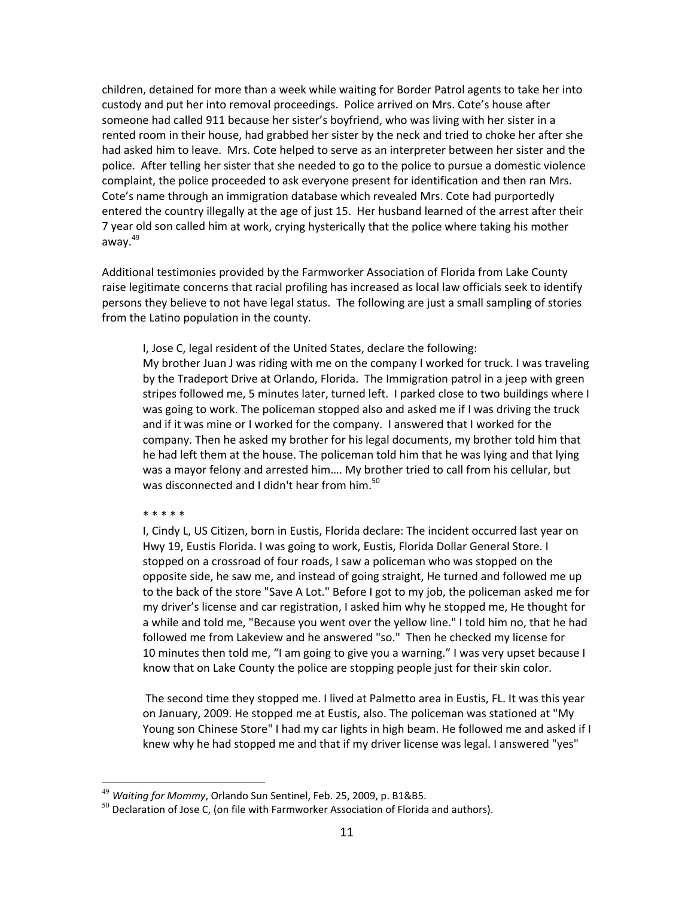children, detained for more than a week while waiting for Border Patrol agents to take her into custody and put her into removal proceedings. Police arrived on Mrs. Cote's house after someone had called 911 because her sister's boyfriend, who was living with her sister in a rented room in their house, had grabbed her sister by the neck and tried to choke her after she had asked him to leave. Mrs. Cote helped to serve as an interpreter between her sister and the police. After telling her sister that she needed to go to the police to pursue a domestic violence complaint, the police proceeded to ask everyone present for identification and then ran Mrs. Cote's name through an immigration database which revealed Mrs. Cote had purportedly entered the country illegally at the age of just 15. Her husband learned of the arrest after their 7 year old son called him at work, crying hysterically that the police where taking his mother away.[49]

Additional testimonies provided by the Farmworker Association of Florida from Lake County raise legitimate concerns that racial profiling has increased as local law officials seek to identify persons they believe to not have legal status. The following are just a small sampling of stories from the Latino population in the county.

> I, Jose C, legal resident of the United States, declare the following:
> My brother Juan J was riding with me on the company I worked for truck. I was traveling by the Tradeport Drive at Orlando, Florida. The Immigration patrol in a jeep with green stripes followed me, 5 minutes later, turned left. I parked close to two buildings where I was going to work. The policeman stopped also and asked me if I was driving the truck and if it was mine or I worked for the company. I answered that I worked for the company. Then he asked my brother for his legal documents, my brother told him that he had left them at the house. The policeman told him that he was lying and that lying was a mayor felony and arrested him…. My brother tried to call from his cellular, but was disconnected and I didn't hear from him.[50]
>
> * * * * *
>
> I, Cindy L, US Citizen, born in Eustis, Florida declare: The incident occurred last year on Hwy 19, Eustis Florida. I was going to work, Eustis, Florida Dollar General Store. I stopped on a crossroad of four roads, I saw a policeman who was stopped on the opposite side, he saw me, and instead of going straight, He turned and followed me up to the back of the store "Save A Lot." Before I got to my job, the policeman asked me for my driver's license and car registration, I asked him why he stopped me, He thought for a while and told me, "Because you went over the yellow line." I told him no, that he had followed me from Lakeview and he answered "so." Then he checked my license for 10 minutes then told me, "I am going to give you a warning." I was very upset because I know that on Lake County the police are stopping people just for their skin color.
>
> The second time they stopped me. I lived at Palmetto area in Eustis, FL. It was this year on January, 2009. He stopped me at Eustis, also. The policeman was stationed at "My Young son Chinese Store" I had my car lights in high beam. He followed me and asked if I knew why he had stopped me and that if my driver license was legal. I answered "yes"

---

[49] *Waiting for Mommy*, Orlando Sun Sentinel, Feb. 25, 2009, p. B1&B5.

[50] Declaration of Jose C, (on file with Farmworker Association of Florida and authors).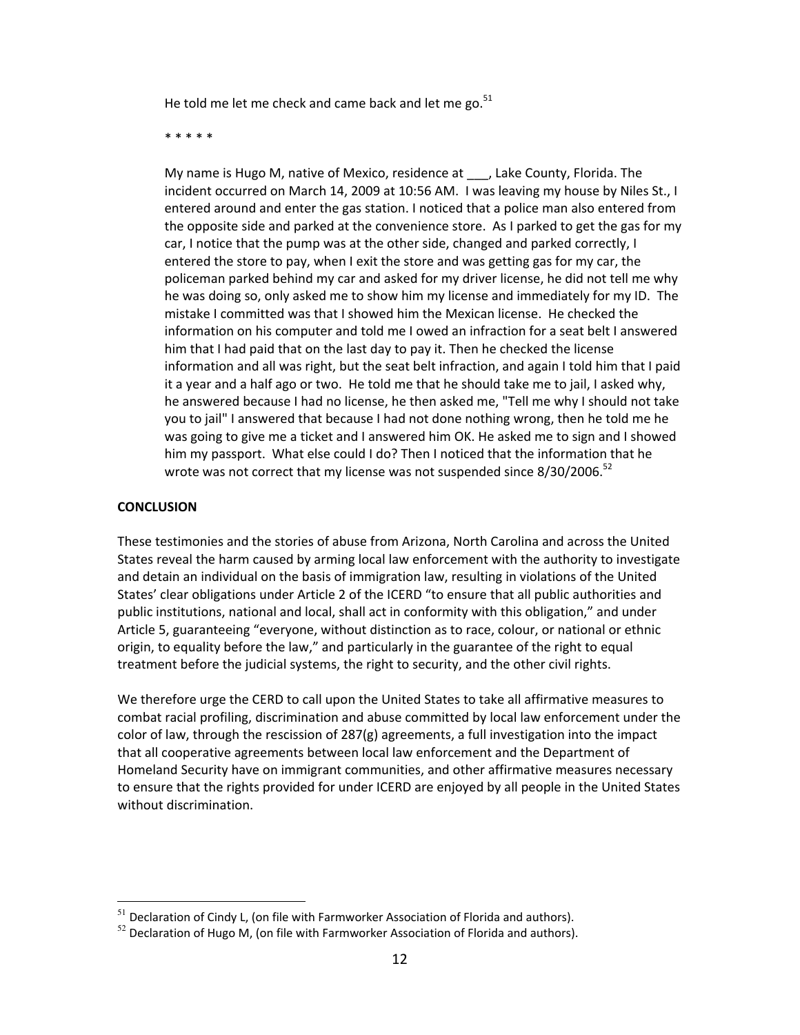He told me let me check and came back and let me go.[51]

\* \* \* \* \*

My name is Hugo M, native of Mexico, residence at ___, Lake County, Florida. The incident occurred on March 14, 2009 at 10:56 AM. I was leaving my house by Niles St., I entered around and enter the gas station. I noticed that a police man also entered from the opposite side and parked at the convenience store. As I parked to get the gas for my car, I notice that the pump was at the other side, changed and parked correctly, I entered the store to pay, when I exit the store and was getting gas for my car, the policeman parked behind my car and asked for my driver license, he did not tell me why he was doing so, only asked me to show him my license and immediately for my ID. The mistake I committed was that I showed him the Mexican license. He checked the information on his computer and told me I owed an infraction for a seat belt I answered him that I had paid that on the last day to pay it. Then he checked the license information and all was right, but the seat belt infraction, and again I told him that I paid it a year and a half ago or two. He told me that he should take me to jail, I asked why, he answered because I had no license, he then asked me, "Tell me why I should not take you to jail" I answered that because I had not done nothing wrong, then he told me he was going to give me a ticket and I answered him OK. He asked me to sign and I showed him my passport. What else could I do? Then I noticed that the information that he wrote was not correct that my license was not suspended since 8/30/2006.[52]

**CONCLUSION**

These testimonies and the stories of abuse from Arizona, North Carolina and across the United States reveal the harm caused by arming local law enforcement with the authority to investigate and detain an individual on the basis of immigration law, resulting in violations of the United States' clear obligations under Article 2 of the ICERD "to ensure that all public authorities and public institutions, national and local, shall act in conformity with this obligation," and under Article 5, guaranteeing "everyone, without distinction as to race, colour, or national or ethnic origin, to equality before the law," and particularly in the guarantee of the right to equal treatment before the judicial systems, the right to security, and the other civil rights.

We therefore urge the CERD to call upon the United States to take all affirmative measures to combat racial profiling, discrimination and abuse committed by local law enforcement under the color of law, through the rescission of 287(g) agreements, a full investigation into the impact that all cooperative agreements between local law enforcement and the Department of Homeland Security have on immigrant communities, and other affirmative measures necessary to ensure that the rights provided for under ICERD are enjoyed by all people in the United States without discrimination.

[51] Declaration of Cindy L, (on file with Farmworker Association of Florida and authors).

[52] Declaration of Hugo M, (on file with Farmworker Association of Florida and authors).